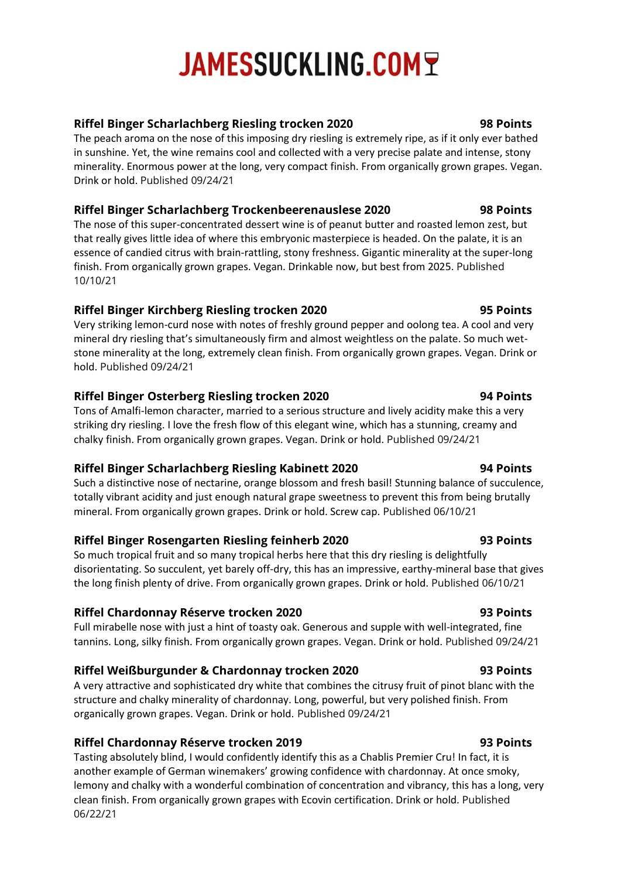# JAMESSUCKLING.COM

**Riffel Binger Scharlachberg Riesling trocken 2020** **98 Points**

The peach aroma on the nose of this imposing dry riesling is extremely ripe, as if it only ever bathed in sunshine. Yet, the wine remains cool and collected with a very precise palate and intense, stony minerality. Enormous power at the long, very compact finish. From organically grown grapes. Vegan. Drink or hold. Published 09/24/21

**Riffel Binger Scharlachberg Trockenbeerenauslese 2020** **98 Points**

The nose of this super-concentrated dessert wine is of peanut butter and roasted lemon zest, but that really gives little idea of where this embryonic masterpiece is headed. On the palate, it is an essence of candied citrus with brain-rattling, stony freshness. Gigantic minerality at the super-long finish. From organically grown grapes. Vegan. Drinkable now, but best from 2025. Published 10/10/21

**Riffel Binger Kirchberg Riesling trocken 2020** **95 Points**

Very striking lemon-curd nose with notes of freshly ground pepper and oolong tea. A cool and very mineral dry riesling that's simultaneously firm and almost weightless on the palate. So much wet-stone minerality at the long, extremely clean finish. From organically grown grapes. Vegan. Drink or hold. Published 09/24/21

**Riffel Binger Osterberg Riesling trocken 2020** **94 Points**

Tons of Amalfi-lemon character, married to a serious structure and lively acidity make this a very striking dry riesling. I love the fresh flow of this elegant wine, which has a stunning, creamy and chalky finish. From organically grown grapes. Vegan. Drink or hold. Published 09/24/21

**Riffel Binger Scharlachberg Riesling Kabinett 2020** **94 Points**

Such a distinctive nose of nectarine, orange blossom and fresh basil! Stunning balance of succulence, totally vibrant acidity and just enough natural grape sweetness to prevent this from being brutally mineral. From organically grown grapes. Drink or hold. Screw cap. Published 06/10/21

**Riffel Binger Rosengarten Riesling feinherb 2020** **93 Points**

So much tropical fruit and so many tropical herbs here that this dry riesling is delightfully disorientating. So succulent, yet barely off-dry, this has an impressive, earthy-mineral base that gives the long finish plenty of drive. From organically grown grapes. Drink or hold. Published 06/10/21

**Riffel Chardonnay Réserve trocken 2020** **93 Points**

Full mirabelle nose with just a hint of toasty oak. Generous and supple with well-integrated, fine tannins. Long, silky finish. From organically grown grapes. Vegan. Drink or hold. Published 09/24/21

**Riffel Weißburgunder & Chardonnay trocken 2020** **93 Points**

A very attractive and sophisticated dry white that combines the citrusy fruit of pinot blanc with the structure and chalky minerality of chardonnay. Long, powerful, but very polished finish. From organically grown grapes. Vegan. Drink or hold. Published 09/24/21

**Riffel Chardonnay Réserve trocken 2019** **93 Points**

Tasting absolutely blind, I would confidently identify this as a Chablis Premier Cru! In fact, it is another example of German winemakers' growing confidence with chardonnay. At once smoky, lemony and chalky with a wonderful combination of concentration and vibrancy, this has a long, very clean finish. From organically grown grapes with Ecovin certification. Drink or hold. Published 06/22/21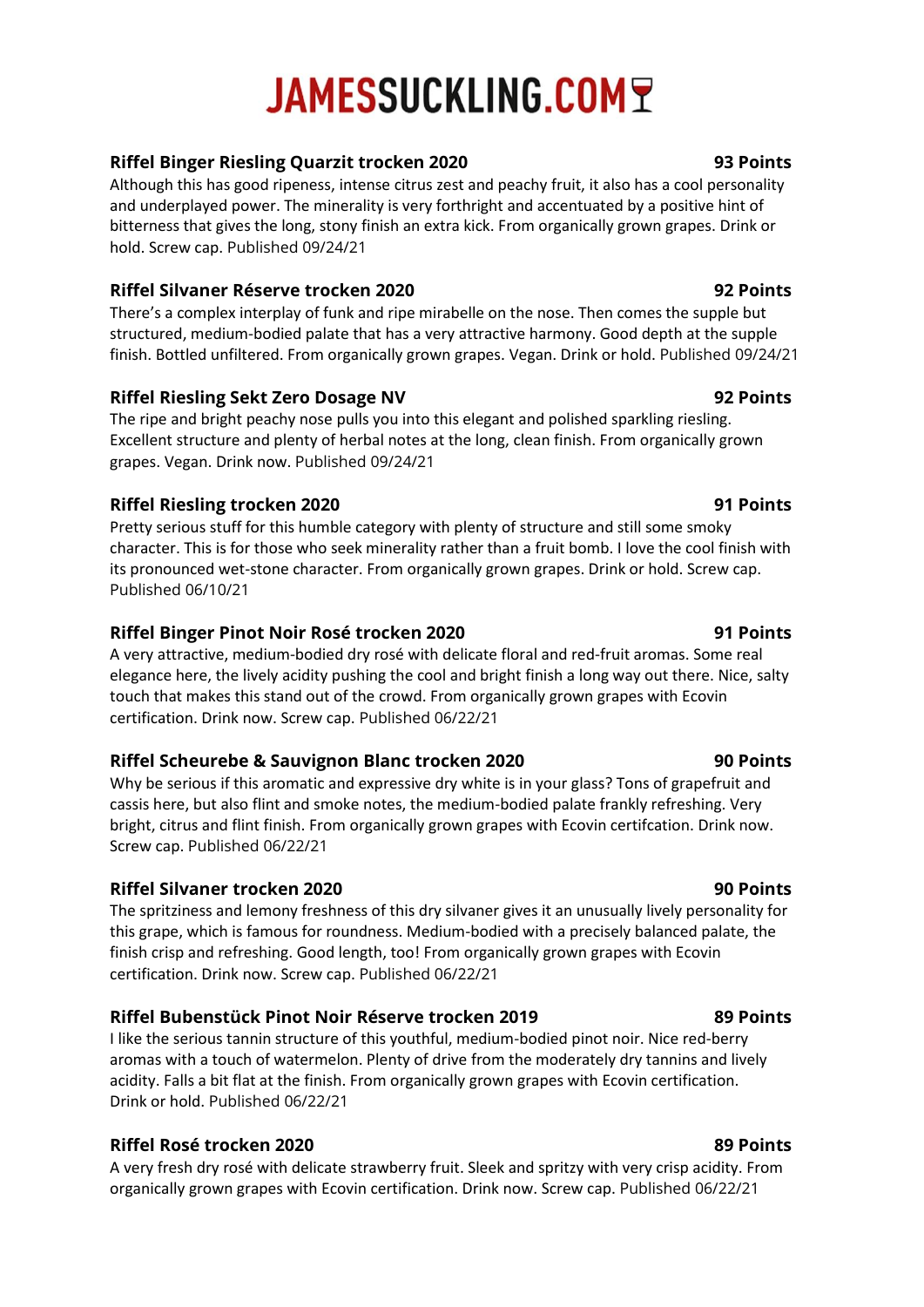# JAMESSUCKLING.COM

**Riffel Binger Riesling Quarzit trocken 2020** **93 Points**

Although this has good ripeness, intense citrus zest and peachy fruit, it also has a cool personality and underplayed power. The minerality is very forthright and accentuated by a positive hint of bitterness that gives the long, stony finish an extra kick. From organically grown grapes. Drink or hold. Screw cap. Published 09/24/21

**Riffel Silvaner Réserve trocken 2020** **92 Points**

There's a complex interplay of funk and ripe mirabelle on the nose. Then comes the supple but structured, medium-bodied palate that has a very attractive harmony. Good depth at the supple finish. Bottled unfiltered. From organically grown grapes. Vegan. Drink or hold. Published 09/24/21

**Riffel Riesling Sekt Zero Dosage NV** **92 Points**

The ripe and bright peachy nose pulls you into this elegant and polished sparkling riesling. Excellent structure and plenty of herbal notes at the long, clean finish. From organically grown grapes. Vegan. Drink now. Published 09/24/21

**Riffel Riesling trocken 2020** **91 Points**

Pretty serious stuff for this humble category with plenty of structure and still some smoky character. This is for those who seek minerality rather than a fruit bomb. I love the cool finish with its pronounced wet-stone character. From organically grown grapes. Drink or hold. Screw cap. Published 06/10/21

**Riffel Binger Pinot Noir Rosé trocken 2020** **91 Points**

A very attractive, medium-bodied dry rosé with delicate floral and red-fruit aromas. Some real elegance here, the lively acidity pushing the cool and bright finish a long way out there. Nice, salty touch that makes this stand out of the crowd. From organically grown grapes with Ecovin certification. Drink now. Screw cap. Published 06/22/21

**Riffel Scheurebe & Sauvignon Blanc trocken 2020** **90 Points**

Why be serious if this aromatic and expressive dry white is in your glass? Tons of grapefruit and cassis here, but also flint and smoke notes, the medium-bodied palate frankly refreshing. Very bright, citrus and flint finish. From organically grown grapes with Ecovin certifcation. Drink now. Screw cap. Published 06/22/21

**Riffel Silvaner trocken 2020** **90 Points**

The spritziness and lemony freshness of this dry silvaner gives it an unusually lively personality for this grape, which is famous for roundness. Medium-bodied with a precisely balanced palate, the finish crisp and refreshing. Good length, too! From organically grown grapes with Ecovin certification. Drink now. Screw cap. Published 06/22/21

**Riffel Bubenstück Pinot Noir Réserve trocken 2019** **89 Points**

I like the serious tannin structure of this youthful, medium-bodied pinot noir. Nice red-berry aromas with a touch of watermelon. Plenty of drive from the moderately dry tannins and lively acidity. Falls a bit flat at the finish. From organically grown grapes with Ecovin certification. Drink or hold. Published 06/22/21

**Riffel Rosé trocken 2020** **89 Points**

A very fresh dry rosé with delicate strawberry fruit. Sleek and spritzy with very crisp acidity. From organically grown grapes with Ecovin certification. Drink now. Screw cap. Published 06/22/21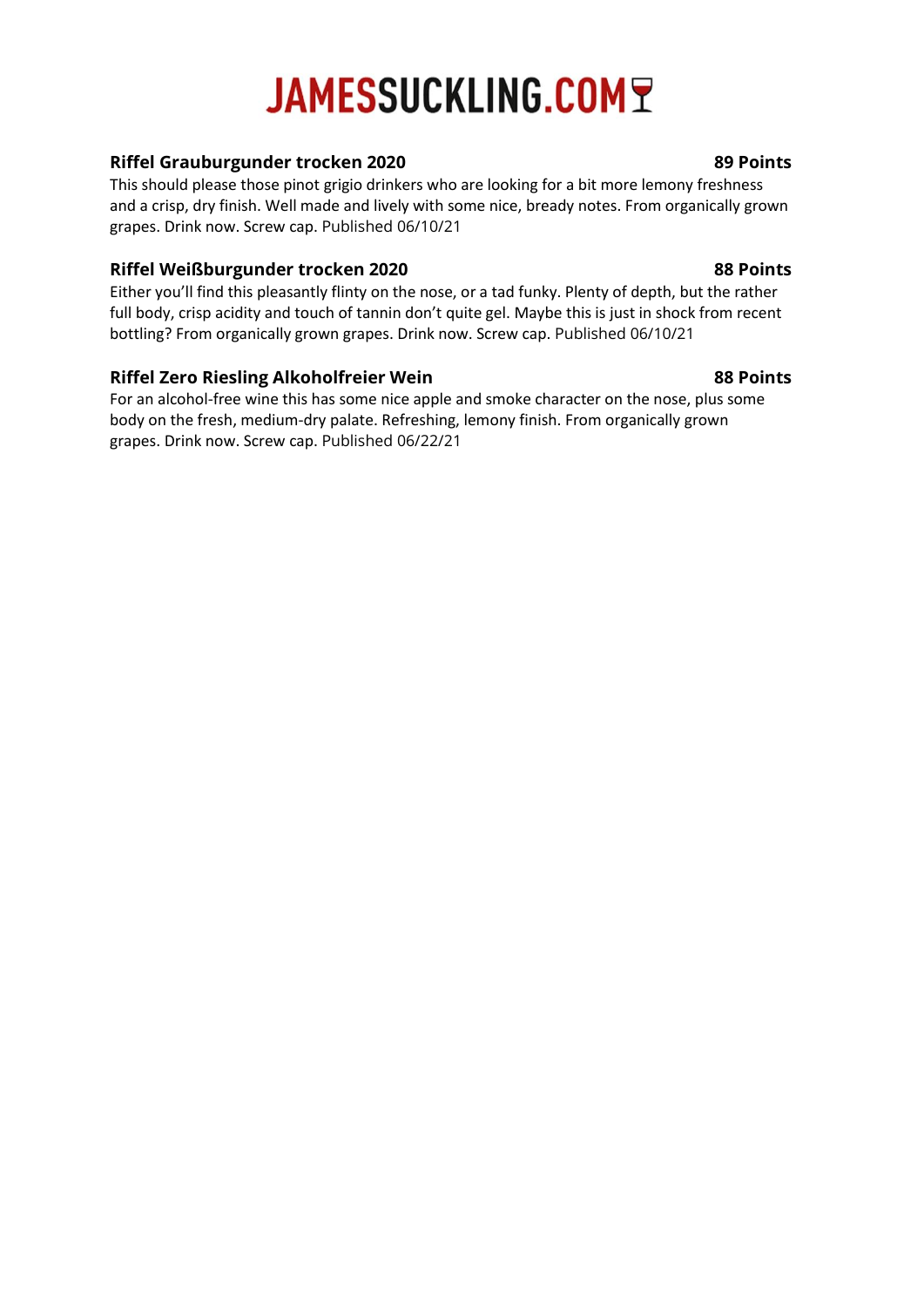**Riffel Grauburgunder trocken 2020** **89 Points**

This should please those pinot grigio drinkers who are looking for a bit more lemony freshness and a crisp, dry finish. Well made and lively with some nice, bready notes. From organically grown grapes. Drink now. Screw cap. Published 06/10/21

**Riffel Weißburgunder trocken 2020** **88 Points**

Either you'll find this pleasantly flinty on the nose, or a tad funky. Plenty of depth, but the rather full body, crisp acidity and touch of tannin don't quite gel. Maybe this is just in shock from recent bottling? From organically grown grapes. Drink now. Screw cap. Published 06/10/21

**Riffel Zero Riesling Alkoholfreier Wein** **88 Points**

For an alcohol-free wine this has some nice apple and smoke character on the nose, plus some body on the fresh, medium-dry palate. Refreshing, lemony finish. From organically grown grapes. Drink now. Screw cap. Published 06/22/21